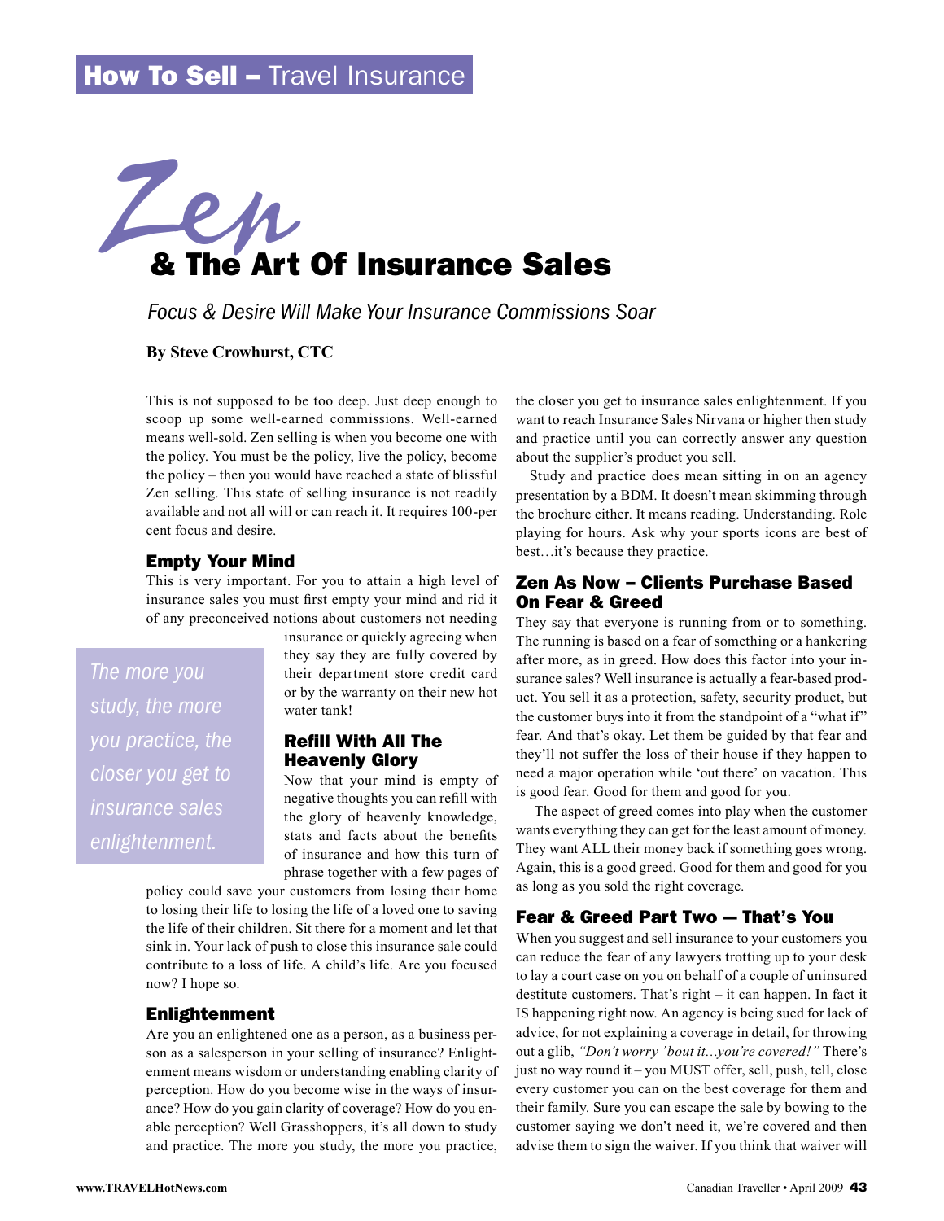How To Sell – Travel Insurance

# Zen & The Art Of Insurance Sales

*Focus & Desire Will Make Your Insurance Commissions Soar*

**By Steve Crowhurst, CTC**

This is not supposed to be too deep. Just deep enough to scoop up some well-earned commissions. Well-earned means well-sold. Zen selling is when you become one with the policy. You must be the policy, live the policy, become the policy – then you would have reached a state of blissful Zen selling. This state of selling insurance is not readily available and not all will or can reach it. It requires 100-per cent focus and desire.

## Empty Your Mind

This is very important. For you to attain a high level of insurance sales you must first empty your mind and rid it of any preconceived notions about customers not needing insurance or quickly agreeing when they say they are fully covered by their department store credit card or by the warranty on their new hot water tank!

> The more you study, the more you practice, the closer you get to insurance sales enlightenment.

## Refill With All The Heavenly Glory

Now that your mind is empty of negative thoughts you can refill with the glory of heavenly knowledge, stats and facts about the benefits of insurance and how this turn of phrase together with a few pages of policy could save your customers from losing their home to losing their life to losing the life of a loved one to saving the life of their children. Sit there for a moment and let that sink in. Your lack of push to close this insurance sale could contribute to a loss of life. A child's life. Are you focused now? I hope so.

## Enlightenment

Are you an enlightened one as a person, as a business person as a salesperson in your selling of insurance? Enlightenment means wisdom or understanding enabling clarity of perception. How do you become wise in the ways of insurance? How do you gain clarity of coverage? How do you enable perception? Well Grasshoppers, it's all down to study and practice. The more you study, the more you practice, the closer you get to insurance sales enlightenment. If you want to reach Insurance Sales Nirvana or higher then study and practice until you can correctly answer any question about the supplier's product you sell.

Study and practice does mean sitting in on an agency presentation by a BDM. It doesn't mean skimming through the brochure either. It means reading. Understanding. Role playing for hours. Ask why your sports icons are best of best…it's because they practice.

## Zen As Now – Clients Purchase Based On Fear & Greed

They say that everyone is running from or to something. The running is based on a fear of something or a hankering after more, as in greed. How does this factor into your insurance sales? Well insurance is actually a fear-based product. You sell it as a protection, safety, security product, but the customer buys into it from the standpoint of a "what if" fear. And that's okay. Let them be guided by that fear and they'll not suffer the loss of their house if they happen to need a major operation while 'out there' on vacation. This is good fear. Good for them and good for you.

The aspect of greed comes into play when the customer wants everything they can get for the least amount of money. They want ALL their money back if something goes wrong. Again, this is a good greed. Good for them and good for you as long as you sold the right coverage.

## Fear & Greed Part Two — That's You

When you suggest and sell insurance to your customers you can reduce the fear of any lawyers trotting up to your desk to lay a court case on you on behalf of a couple of uninsured destitute customers. That's right – it can happen. In fact it IS happening right now. An agency is being sued for lack of advice, for not explaining a coverage in detail, for throwing out a glib, *"Don't worry 'bout it...you're covered!"* There's just no way round it – you MUST offer, sell, push, tell, close every customer you can on the best coverage for them and their family. Sure you can escape the sale by bowing to the customer saying we don't need it, we're covered and then advise them to sign the waiver. If you think that waiver will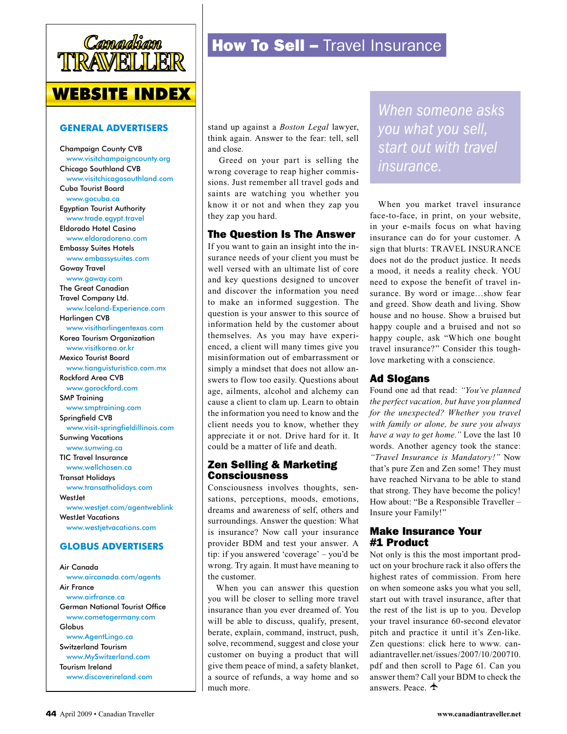# Canadian TRAVELLER WEBSITE INDEX

## GENERAL ADVERTISERS

Champaign County CVB
www.visitchampaigncounty.org
Chicago Southland CVB
www.visitchicagosouthland.com
Cuba Tourist Board
www.gocuba.ca
Egyptian Tourist Authority
www.trade.egypt.travel
Eldorado Hotel Casino
www.eldoradoreno.com
Embassy Suites Hotels
www.embassysuites.com
Goway Travel
www.goway.com
The Great Canadian Travel Company Ltd.
www.Iceland-Experience.com
Harlingen CVB
www.visitharlingentexas.com
Korea Tourism Organization
www.visitkorea.or.kr
Mexico Tourist Board
www.tianguisturistico.com.mx
Rockford Area CVB
www.gorockford.com
SMP Training
www.smptraining.com
Springfield CVB
www.visit-springfieldillinois.com
Sunwing Vacations
www.sunwing.ca
TIC Travel Insurance
www.wellchosen.ca
Transat Holidays
www.transatholidays.com
WestJet
www.westjet.com/agentweblink
WestJet Vacations
www.westjetvacations.com

## GLOBUS ADVERTISERS

Air Canada
www.aircanada.com/agents
Air France
www.airfrance.ca
German National Tourist Office
www.cometogermany.com
Globus
www.AgentLingo.ca
Switzerland Tourism
www.MySwitzerland.com
Tourism Ireland
www.discoverireland.com

# How To Sell – Travel Insurance

stand up against a *Boston Legal* lawyer, think again. Answer to the fear: tell, sell and close.

Greed on your part is selling the wrong coverage to reap higher commissions. Just remember all travel gods and saints are watching you whether you know it or not and when they zap you they zap you hard.

## The Question Is The Answer

If you want to gain an insight into the insurance needs of your client you must be well versed with an ultimate list of core and key questions designed to uncover and discover the information you need to make an informed suggestion. The question is your answer to this source of information held by the customer about themselves. As you may have experienced, a client will many times give you misinformation out of embarrassment or simply a mindset that does not allow answers to flow too easily. Questions about age, ailments, alcohol and alchemy can cause a client to clam up. Learn to obtain the information you need to know and the client needs you to know, whether they appreciate it or not. Drive hard for it. It could be a matter of life and death.

## Zen Selling & Marketing Consciousness

Consciousness involves thoughts, sensations, perceptions, moods, emotions, dreams and awareness of self, others and surroundings. Answer the question: What is insurance? Now call your insurance provider BDM and test your answer. A tip: if you answered 'coverage' – you'd be wrong. Try again. It must have meaning to the customer.

When you can answer this question you will be closer to selling more travel insurance than you ever dreamed of. You will be able to discuss, qualify, present, berate, explain, command, instruct, push, solve, recommend, suggest and close your customer on buying a product that will give them peace of mind, a safety blanket, a source of refunds, a way home and so much more.

> *When someone asks you what you sell, start out with travel insurance.*

When you market travel insurance face-to-face, in print, on your website, in your e-mails focus on what having insurance can do for your customer. A sign that blurts: TRAVEL INSURANCE does not do the product justice. It needs a mood, it needs a reality check. YOU need to expose the benefit of travel insurance. By word or image…show fear and greed. Show death and living. Show house and no house. Show a bruised but happy couple and a bruised and not so happy couple, ask "Which one bought travel insurance?" Consider this tough-love marketing with a conscience.

## Ad Slogans

Found one ad that read: *"You've planned the perfect vacation, but have you planned for the unexpected? Whether you travel with family or alone, be sure you always have a way to get home."* Love the last 10 words. Another agency took the stance: *"Travel Insurance is Mandatory!"* Now that's pure Zen and Zen some! They must have reached Nirvana to be able to stand that strong. They have become the policy! How about: "Be a Responsible Traveller – Insure your Family!"

## Make Insurance Your #1 Product

Not only is this the most important product on your brochure rack it also offers the highest rates of commission. From here on when someone asks you what you sell, start out with travel insurance, after that the rest of the list is up to you. Develop your travel insurance 60-second elevator pitch and practice it until it's Zen-like. Zen questions: click here to www.canadiantraveller.net/issues/2007/10/200710.pdf and then scroll to Page 61. Can you answer them? Call your BDM to check the answers. Peace.